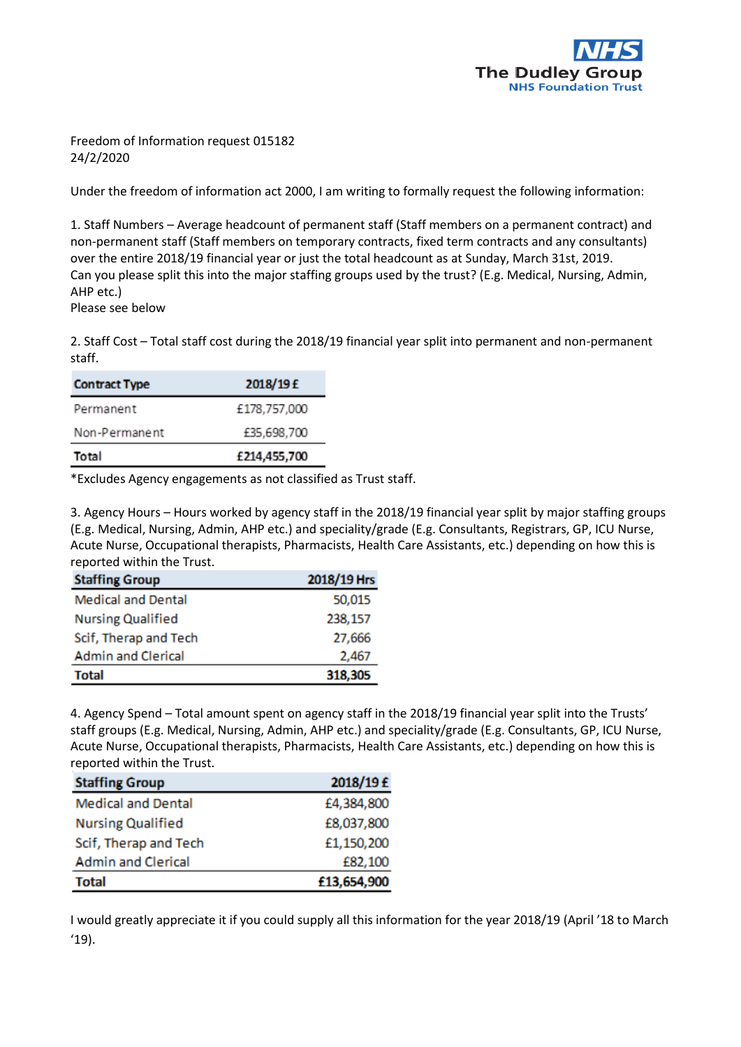NHS
The Dudley Group
NHS Foundation Trust

Freedom of Information request 015182
24/2/2020

Under the freedom of information act 2000, I am writing to formally request the following information:

1. Staff Numbers – Average headcount of permanent staff (Staff members on a permanent contract) and non-permanent staff (Staff members on temporary contracts, fixed term contracts and any consultants) over the entire 2018/19 financial year or just the total headcount as at Sunday, March 31st, 2019.
Can you please split this into the major staffing groups used by the trust? (E.g. Medical, Nursing, Admin, AHP etc.)
Please see below

2. Staff Cost – Total staff cost during the 2018/19 financial year split into permanent and non-permanent staff.

| Contract Type | 2018/19 £ |
|---|---|
| Permanent | £178,757,000 |
| Non-Permanent | £35,698,700 |
| **Total** | **£214,455,700** |

*Excludes Agency engagements as not classified as Trust staff.

3. Agency Hours – Hours worked by agency staff in the 2018/19 financial year split by major staffing groups (E.g. Medical, Nursing, Admin, AHP etc.) and speciality/grade (E.g. Consultants, Registrars, GP, ICU Nurse, Acute Nurse, Occupational therapists, Pharmacists, Health Care Assistants, etc.) depending on how this is reported within the Trust.

| Staffing Group | 2018/19 Hrs |
|---|---|
| Medical and Dental | 50,015 |
| Nursing Qualified | 238,157 |
| Scif, Therap and Tech | 27,666 |
| Admin and Clerical | 2,467 |
| **Total** | **318,305** |

4. Agency Spend – Total amount spent on agency staff in the 2018/19 financial year split into the Trusts' staff groups (E.g. Medical, Nursing, Admin, AHP etc.) and speciality/grade (E.g. Consultants, GP, ICU Nurse, Acute Nurse, Occupational therapists, Pharmacists, Health Care Assistants, etc.) depending on how this is reported within the Trust.

| Staffing Group | 2018/19 £ |
|---|---|
| Medical and Dental | £4,384,800 |
| Nursing Qualified | £8,037,800 |
| Scif, Therap and Tech | £1,150,200 |
| Admin and Clerical | £82,100 |
| **Total** | **£13,654,900** |

I would greatly appreciate it if you could supply all this information for the year 2018/19 (April '18 to March '19).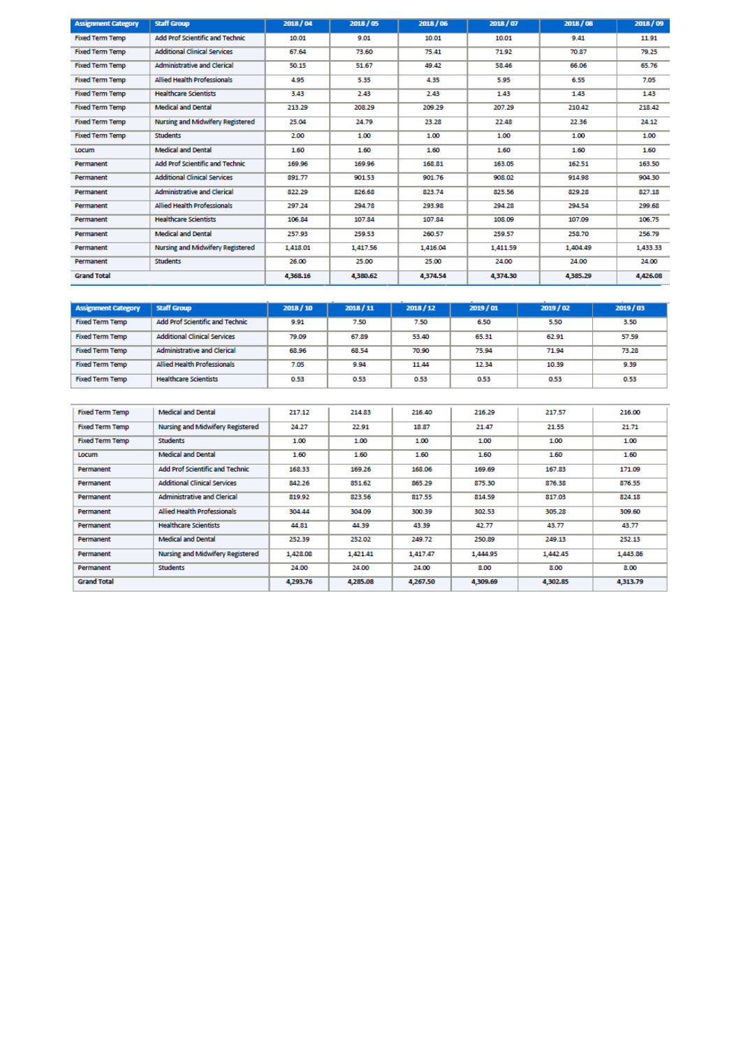| Assignment Category | Staff Group | 2018 / 04 | 2018 / 05 | 2018 / 06 | 2018 / 07 | 2018 / 08 | 2018 / 09 |
|---|---|---|---|---|---|---|---|
| Fixed Term Temp | Add Prof Scientific and Technic | 10.01 | 9.01 | 10.01 | 10.01 | 9.41 | 11.91 |
| Fixed Term Temp | Additional Clinical Services | 67.64 | 73.60 | 75.41 | 71.92 | 70.87 | 79.25 |
| Fixed Term Temp | Administrative and Clerical | 50.15 | 51.67 | 49.42 | 58.46 | 66.06 | 65.76 |
| Fixed Term Temp | Allied Health Professionals | 4.95 | 5.35 | 4.35 | 5.95 | 6.55 | 7.05 |
| Fixed Term Temp | Healthcare Scientists | 3.43 | 2.43 | 2.43 | 1.43 | 1.43 | 1.43 |
| Fixed Term Temp | Medical and Dental | 213.29 | 208.29 | 209.29 | 207.29 | 210.42 | 218.42 |
| Fixed Term Temp | Nursing and Midwifery Registered | 25.04 | 24.79 | 23.28 | 22.48 | 22.36 | 24.12 |
| Fixed Term Temp | Students | 2.00 | 1.00 | 1.00 | 1.00 | 1.00 | 1.00 |
| Locum | Medical and Dental | 1.60 | 1.60 | 1.60 | 1.60 | 1.60 | 1.60 |
| Permanent | Add Prof Scientific and Technic | 169.96 | 169.96 | 168.81 | 163.05 | 162.51 | 163.50 |
| Permanent | Additional Clinical Services | 891.77 | 901.53 | 901.76 | 908.02 | 914.98 | 904.30 |
| Permanent | Administrative and Clerical | 822.29 | 826.68 | 823.74 | 825.56 | 829.28 | 827.18 |
| Permanent | Allied Health Professionals | 297.24 | 294.78 | 293.98 | 294.28 | 294.54 | 299.68 |
| Permanent | Healthcare Scientists | 106.84 | 107.84 | 107.84 | 108.09 | 107.09 | 106.75 |
| Permanent | Medical and Dental | 257.93 | 259.53 | 260.57 | 259.57 | 258.70 | 256.79 |
| Permanent | Nursing and Midwifery Registered | 1,418.01 | 1,417.56 | 1,416.04 | 1,411.59 | 1,404.49 | 1,433.33 |
| Permanent | Students | 26.00 | 25.00 | 25.00 | 24.00 | 24.00 | 24.00 |
| Grand Total | | 4,368.16 | 4,380.62 | 4,374.54 | 4,374.30 | 4,385.29 | 4,426.08 |

| Assignment Category | Staff Group | 2018 / 10 | 2018 / 11 | 2018 / 12 | 2019 / 01 | 2019 / 02 | 2019 / 03 |
|---|---|---|---|---|---|---|---|
| Fixed Term Temp | Add Prof Scientific and Technic | 9.91 | 7.50 | 7.50 | 6.50 | 5.50 | 3.50 |
| Fixed Term Temp | Additional Clinical Services | 79.09 | 67.89 | 53.40 | 65.31 | 62.91 | 57.59 |
| Fixed Term Temp | Administrative and Clerical | 68.96 | 68.54 | 70.90 | 75.94 | 71.94 | 73.28 |
| Fixed Term Temp | Allied Health Professionals | 7.05 | 9.94 | 11.44 | 12.34 | 10.39 | 9.39 |
| Fixed Term Temp | Healthcare Scientists | 0.53 | 0.53 | 0.53 | 0.53 | 0.53 | 0.53 |
| Fixed Term Temp | Medical and Dental | 217.12 | 214.83 | 216.40 | 216.29 | 217.57 | 216.00 |
| Fixed Term Temp | Nursing and Midwifery Registered | 24.27 | 22.91 | 18.87 | 21.47 | 21.55 | 21.71 |
| Fixed Term Temp | Students | 1.00 | 1.00 | 1.00 | 1.00 | 1.00 | 1.00 |
| Locum | Medical and Dental | 1.60 | 1.60 | 1.60 | 1.60 | 1.60 | 1.60 |
| Permanent | Add Prof Scientific and Technic | 168.33 | 169.26 | 168.06 | 169.69 | 167.83 | 171.09 |
| Permanent | Additional Clinical Services | 842.26 | 851.62 | 865.29 | 875.30 | 876.38 | 876.55 |
| Permanent | Administrative and Clerical | 819.92 | 823.56 | 817.55 | 814.59 | 817.03 | 824.18 |
| Permanent | Allied Health Professionals | 304.44 | 304.09 | 300.39 | 302.53 | 305.28 | 309.60 |
| Permanent | Healthcare Scientists | 44.81 | 44.39 | 43.39 | 42.77 | 43.77 | 43.77 |
| Permanent | Medical and Dental | 252.39 | 252.02 | 249.72 | 250.89 | 249.13 | 252.13 |
| Permanent | Nursing and Midwifery Registered | 1,428.08 | 1,421.41 | 1,417.47 | 1,444.95 | 1,442.45 | 1,443.86 |
| Permanent | Students | 24.00 | 24.00 | 24.00 | 8.00 | 8.00 | 8.00 |
| Grand Total | | 4,293.76 | 4,285.08 | 4,267.50 | 4,309.69 | 4,302.85 | 4,313.79 |